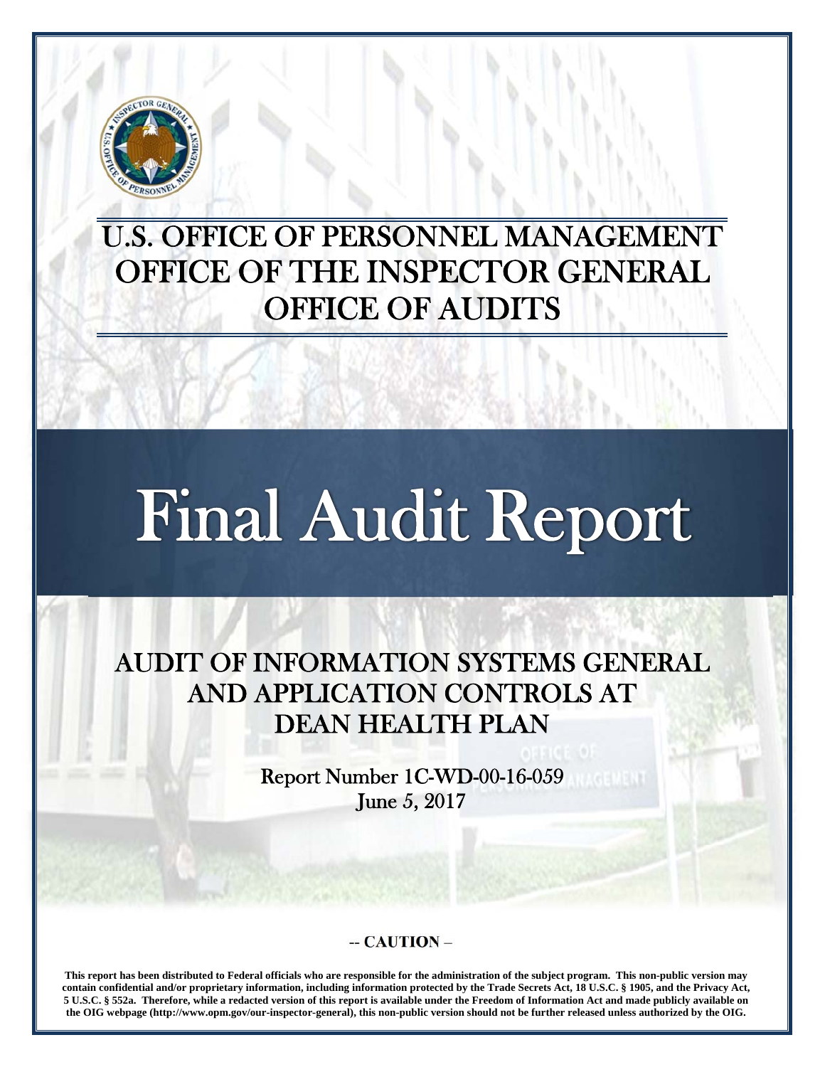# U.S. OFFICE OF PERSONNEL MANAGEMENT
# OFFICE OF THE INSPECTOR GENERAL
# OFFICE OF AUDITS

# Final Audit Report

## AUDIT OF INFORMATION SYSTEMS GENERAL AND APPLICATION CONTROLS AT DEAN HEALTH PLAN

Report Number 1C-WD-00-16-059
June 5, 2017

**-- CAUTION --**

**This report has been distributed to Federal officials who are responsible for the administration of the subject program. This non-public version may contain confidential and/or proprietary information, including information protected by the Trade Secrets Act, 18 U.S.C. § 1905, and the Privacy Act, 5 U.S.C. § 552a. Therefore, while a redacted version of this report is available under the Freedom of Information Act and made publicly available on the OIG webpage (http://www.opm.gov/our-inspector-general), this non-public version should not be further released unless authorized by the OIG.**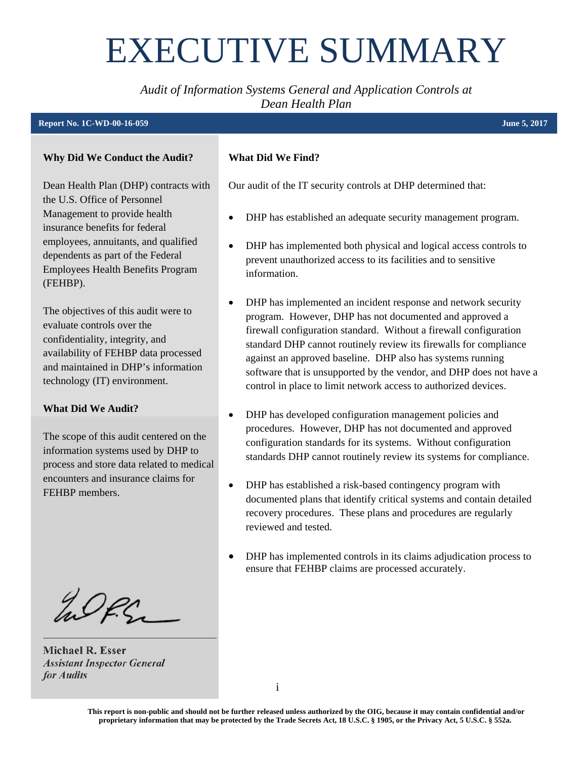# EXECUTIVE SUMMARY

*Audit of Information Systems General and Application Controls at Dean Health Plan*

**Report No. 1C-WD-00-16-059** **June 5, 2017**

### Why Did We Conduct the Audit?

Dean Health Plan (DHP) contracts with the U.S. Office of Personnel Management to provide health insurance benefits for federal employees, annuitants, and qualified dependents as part of the Federal Employees Health Benefits Program (FEHBP).

The objectives of this audit were to evaluate controls over the confidentiality, integrity, and availability of FEHBP data processed and maintained in DHP's information technology (IT) environment.

### What Did We Audit?

The scope of this audit centered on the information systems used by DHP to process and store data related to medical encounters and insurance claims for FEHBP members.

**Michael R. Esser**
*Assistant Inspector General for Audits*

### What Did We Find?

Our audit of the IT security controls at DHP determined that:

- DHP has established an adequate security management program.
- DHP has implemented both physical and logical access controls to prevent unauthorized access to its facilities and to sensitive information.
- DHP has implemented an incident response and network security program. However, DHP has not documented and approved a firewall configuration standard. Without a firewall configuration standard DHP cannot routinely review its firewalls for compliance against an approved baseline. DHP also has systems running software that is unsupported by the vendor, and DHP does not have a control in place to limit network access to authorized devices.
- DHP has developed configuration management policies and procedures. However, DHP has not documented and approved configuration standards for its systems. Without configuration standards DHP cannot routinely review its systems for compliance.
- DHP has established a risk-based contingency program with documented plans that identify critical systems and contain detailed recovery procedures. These plans and procedures are regularly reviewed and tested.
- DHP has implemented controls in its claims adjudication process to ensure that FEHBP claims are processed accurately.

**This report is non-public and should not be further released unless authorized by the OIG, because it may contain confidential and/or proprietary information that may be protected by the Trade Secrets Act, 18 U.S.C. § 1905, or the Privacy Act, 5 U.S.C. § 552a.**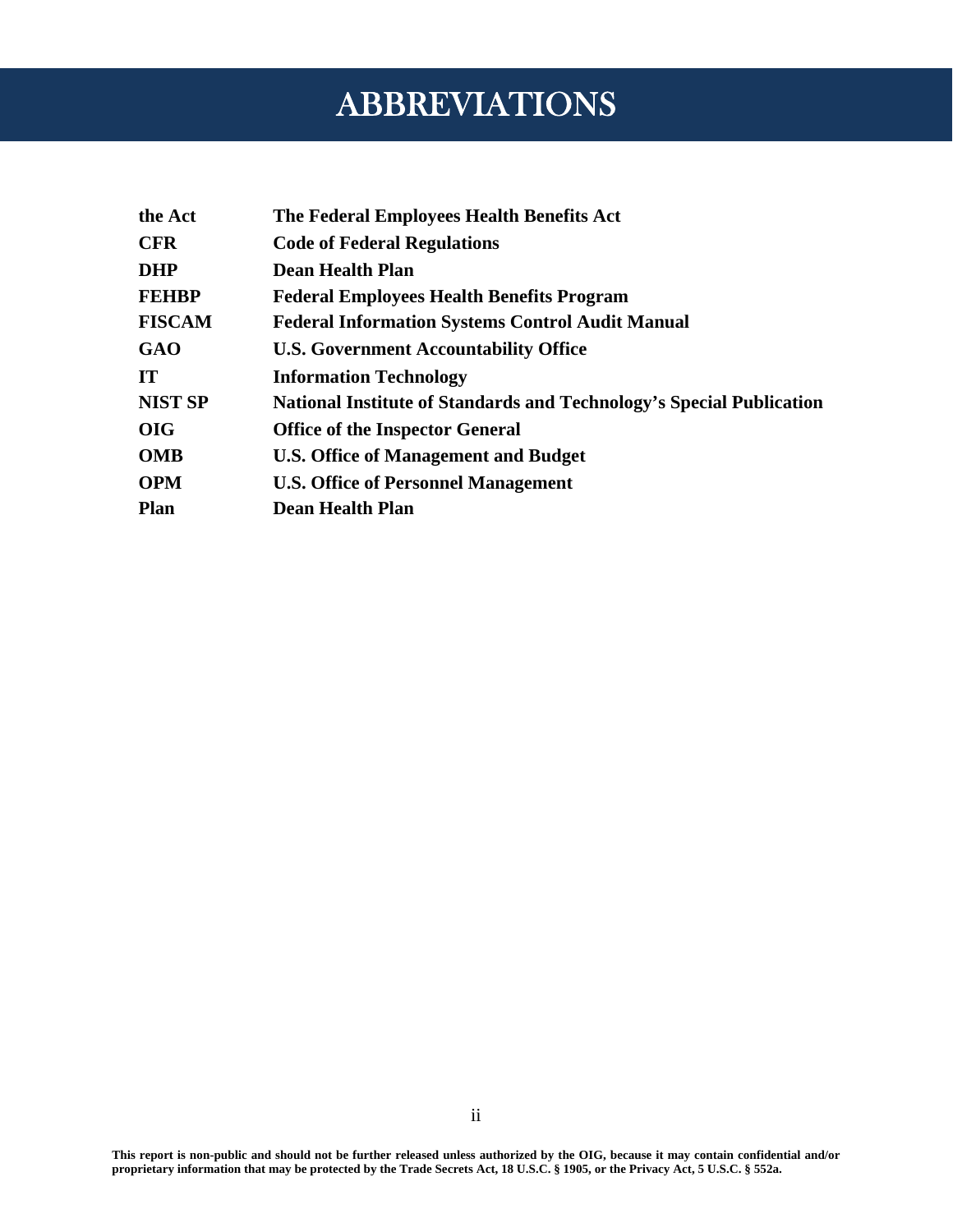# ABBREVIATIONS

| | |
|---|---|
| **the Act** | **The Federal Employees Health Benefits Act** |
| **CFR** | **Code of Federal Regulations** |
| **DHP** | **Dean Health Plan** |
| **FEHBP** | **Federal Employees Health Benefits Program** |
| **FISCAM** | **Federal Information Systems Control Audit Manual** |
| **GAO** | **U.S. Government Accountability Office** |
| **IT** | **Information Technology** |
| **NIST SP** | **National Institute of Standards and Technology's Special Publication** |
| **OIG** | **Office of the Inspector General** |
| **OMB** | **U.S. Office of Management and Budget** |
| **OPM** | **U.S. Office of Personnel Management** |
| **Plan** | **Dean Health Plan** |

**This report is non-public and should not be further released unless authorized by the OIG, because it may contain confidential and/or proprietary information that may be protected by the Trade Secrets Act, 18 U.S.C. § 1905, or the Privacy Act, 5 U.S.C. § 552a.**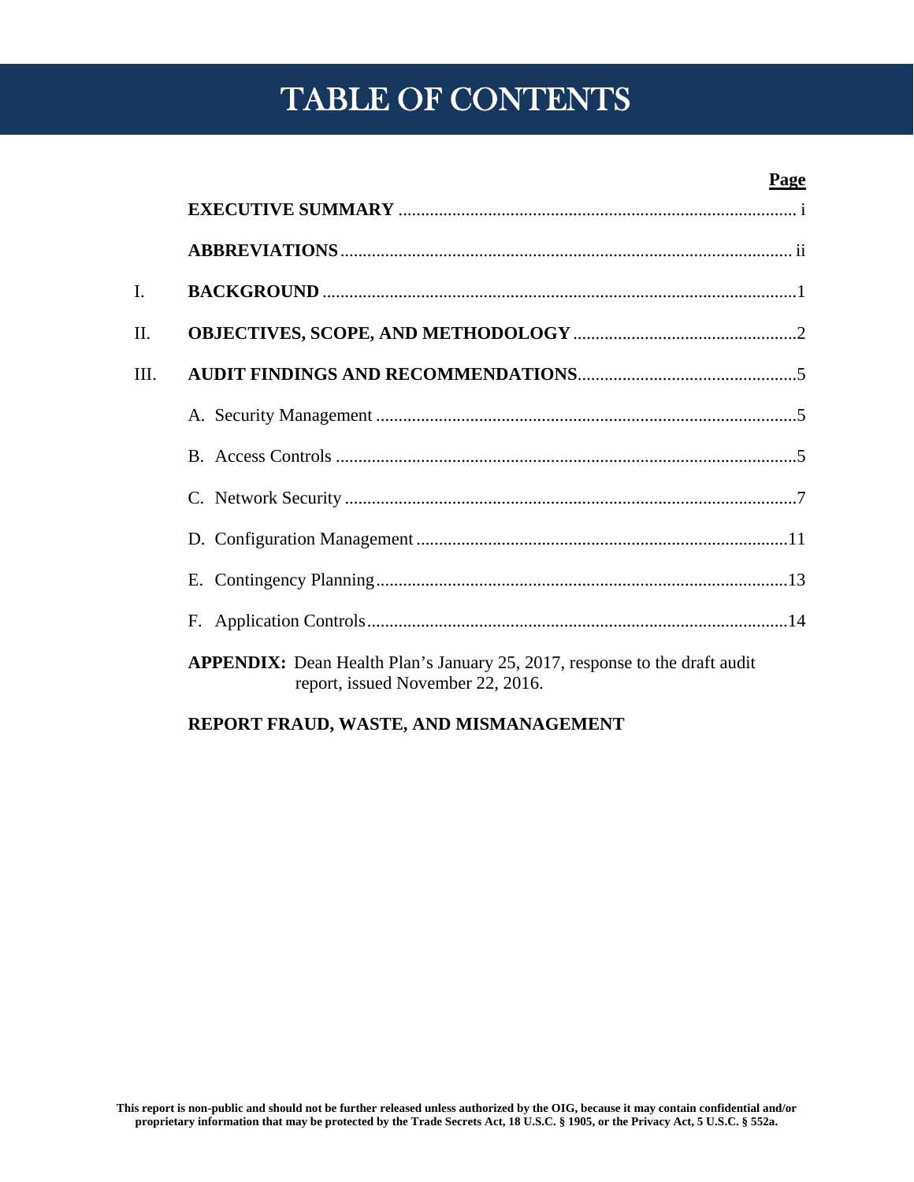# TABLE OF CONTENTS

| | | Page |
|---|---|---|
| | **EXECUTIVE SUMMARY** | i |
| | **ABBREVIATIONS** | ii |
| I. | **BACKGROUND** | 1 |
| II. | **OBJECTIVES, SCOPE, AND METHODOLOGY** | 2 |
| III. | **AUDIT FINDINGS AND RECOMMENDATIONS** | 5 |
| | A. Security Management | 5 |
| | B. Access Controls | 5 |
| | C. Network Security | 7 |
| | D. Configuration Management | 11 |
| | E. Contingency Planning | 13 |
| | F. Application Controls | 14 |
| | **APPENDIX:** Dean Health Plan's January 25, 2017, response to the draft audit report, issued November 22, 2016. | |
| | **REPORT FRAUD, WASTE, AND MISMANAGEMENT** | |

This report is non-public and should not be further released unless authorized by the OIG, because it may contain confidential and/or proprietary information that may be protected by the Trade Secrets Act, 18 U.S.C. § 1905, or the Privacy Act, 5 U.S.C. § 552a.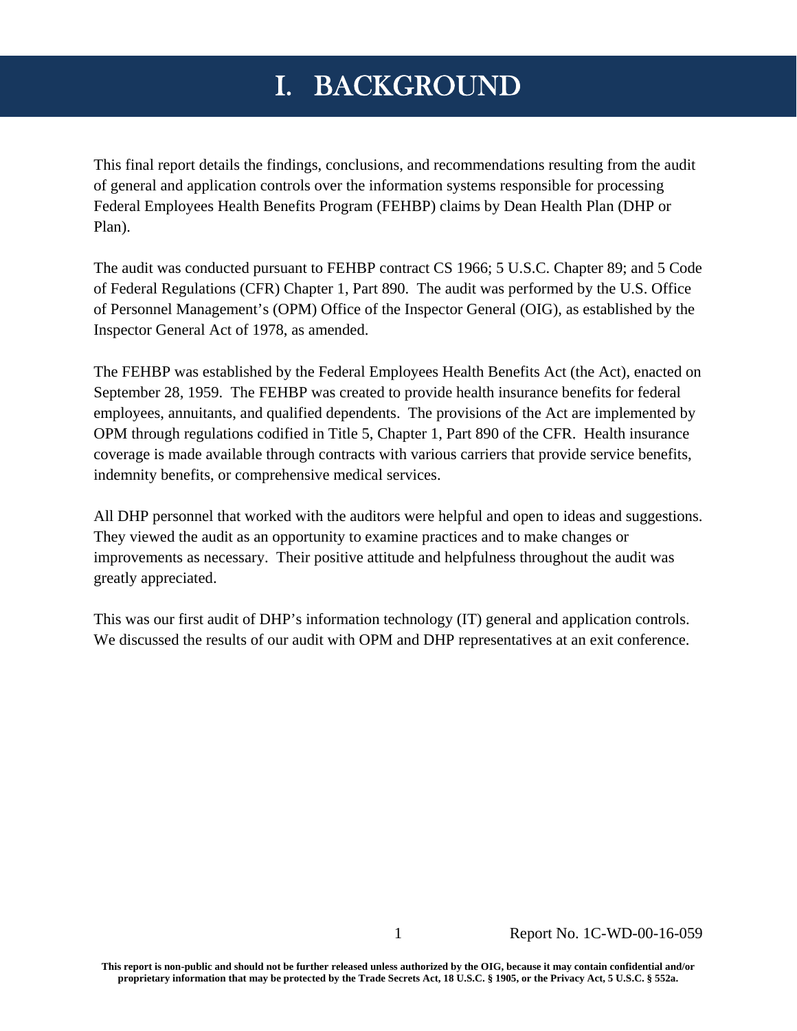# I. BACKGROUND

This final report details the findings, conclusions, and recommendations resulting from the audit of general and application controls over the information systems responsible for processing Federal Employees Health Benefits Program (FEHBP) claims by Dean Health Plan (DHP or Plan).

The audit was conducted pursuant to FEHBP contract CS 1966; 5 U.S.C. Chapter 89; and 5 Code of Federal Regulations (CFR) Chapter 1, Part 890. The audit was performed by the U.S. Office of Personnel Management's (OPM) Office of the Inspector General (OIG), as established by the Inspector General Act of 1978, as amended.

The FEHBP was established by the Federal Employees Health Benefits Act (the Act), enacted on September 28, 1959. The FEHBP was created to provide health insurance benefits for federal employees, annuitants, and qualified dependents. The provisions of the Act are implemented by OPM through regulations codified in Title 5, Chapter 1, Part 890 of the CFR. Health insurance coverage is made available through contracts with various carriers that provide service benefits, indemnity benefits, or comprehensive medical services.

All DHP personnel that worked with the auditors were helpful and open to ideas and suggestions. They viewed the audit as an opportunity to examine practices and to make changes or improvements as necessary. Their positive attitude and helpfulness throughout the audit was greatly appreciated.

This was our first audit of DHP's information technology (IT) general and application controls. We discussed the results of our audit with OPM and DHP representatives at an exit conference.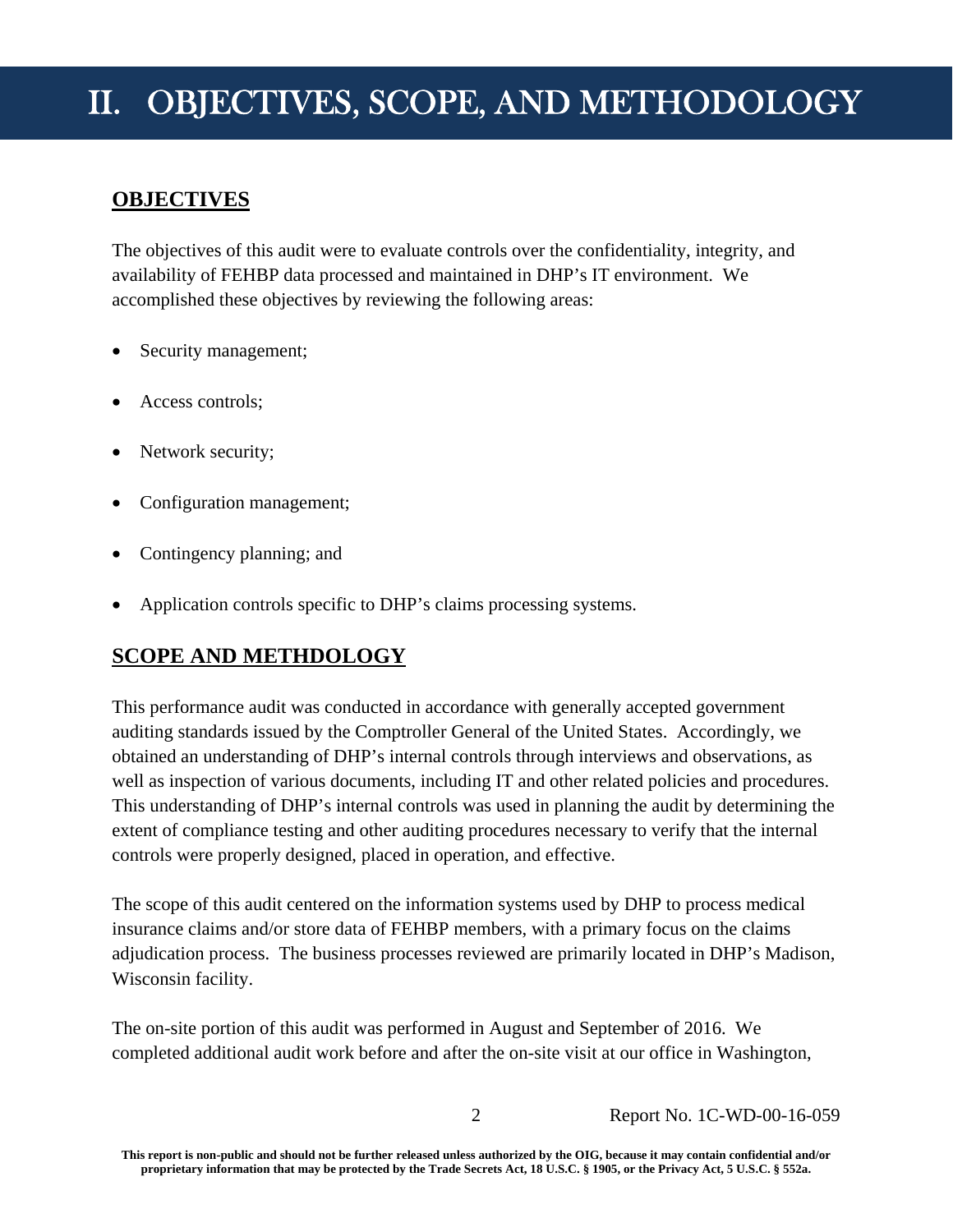# II. OBJECTIVES, SCOPE, AND METHODOLOGY

## OBJECTIVES

The objectives of this audit were to evaluate controls over the confidentiality, integrity, and availability of FEHBP data processed and maintained in DHP's IT environment. We accomplished these objectives by reviewing the following areas:

- Security management;
- Access controls;
- Network security;
- Configuration management;
- Contingency planning; and
- Application controls specific to DHP's claims processing systems.

## SCOPE AND METHDOLOGY

This performance audit was conducted in accordance with generally accepted government auditing standards issued by the Comptroller General of the United States. Accordingly, we obtained an understanding of DHP's internal controls through interviews and observations, as well as inspection of various documents, including IT and other related policies and procedures. This understanding of DHP's internal controls was used in planning the audit by determining the extent of compliance testing and other auditing procedures necessary to verify that the internal controls were properly designed, placed in operation, and effective.

The scope of this audit centered on the information systems used by DHP to process medical insurance claims and/or store data of FEHBP members, with a primary focus on the claims adjudication process. The business processes reviewed are primarily located in DHP's Madison, Wisconsin facility.

The on-site portion of this audit was performed in August and September of 2016. We completed additional audit work before and after the on-site visit at our office in Washington,

This report is non-public and should not be further released unless authorized by the OIG, because it may contain confidential and/or proprietary information that may be protected by the Trade Secrets Act, 18 U.S.C. § 1905, or the Privacy Act, 5 U.S.C. § 552a.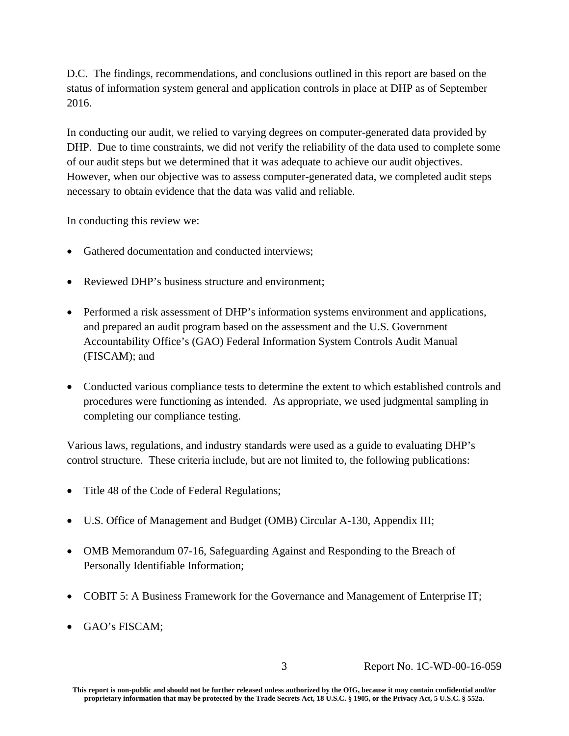D.C. The findings, recommendations, and conclusions outlined in this report are based on the status of information system general and application controls in place at DHP as of September 2016.

In conducting our audit, we relied to varying degrees on computer-generated data provided by DHP. Due to time constraints, we did not verify the reliability of the data used to complete some of our audit steps but we determined that it was adequate to achieve our audit objectives. However, when our objective was to assess computer-generated data, we completed audit steps necessary to obtain evidence that the data was valid and reliable.

In conducting this review we:

- Gathered documentation and conducted interviews;
- Reviewed DHP's business structure and environment;
- Performed a risk assessment of DHP's information systems environment and applications, and prepared an audit program based on the assessment and the U.S. Government Accountability Office's (GAO) Federal Information System Controls Audit Manual (FISCAM); and
- Conducted various compliance tests to determine the extent to which established controls and procedures were functioning as intended. As appropriate, we used judgmental sampling in completing our compliance testing.

Various laws, regulations, and industry standards were used as a guide to evaluating DHP's control structure. These criteria include, but are not limited to, the following publications:

- Title 48 of the Code of Federal Regulations;
- U.S. Office of Management and Budget (OMB) Circular A-130, Appendix III;
- OMB Memorandum 07-16, Safeguarding Against and Responding to the Breach of Personally Identifiable Information;
- COBIT 5: A Business Framework for the Governance and Management of Enterprise IT;
- GAO's FISCAM;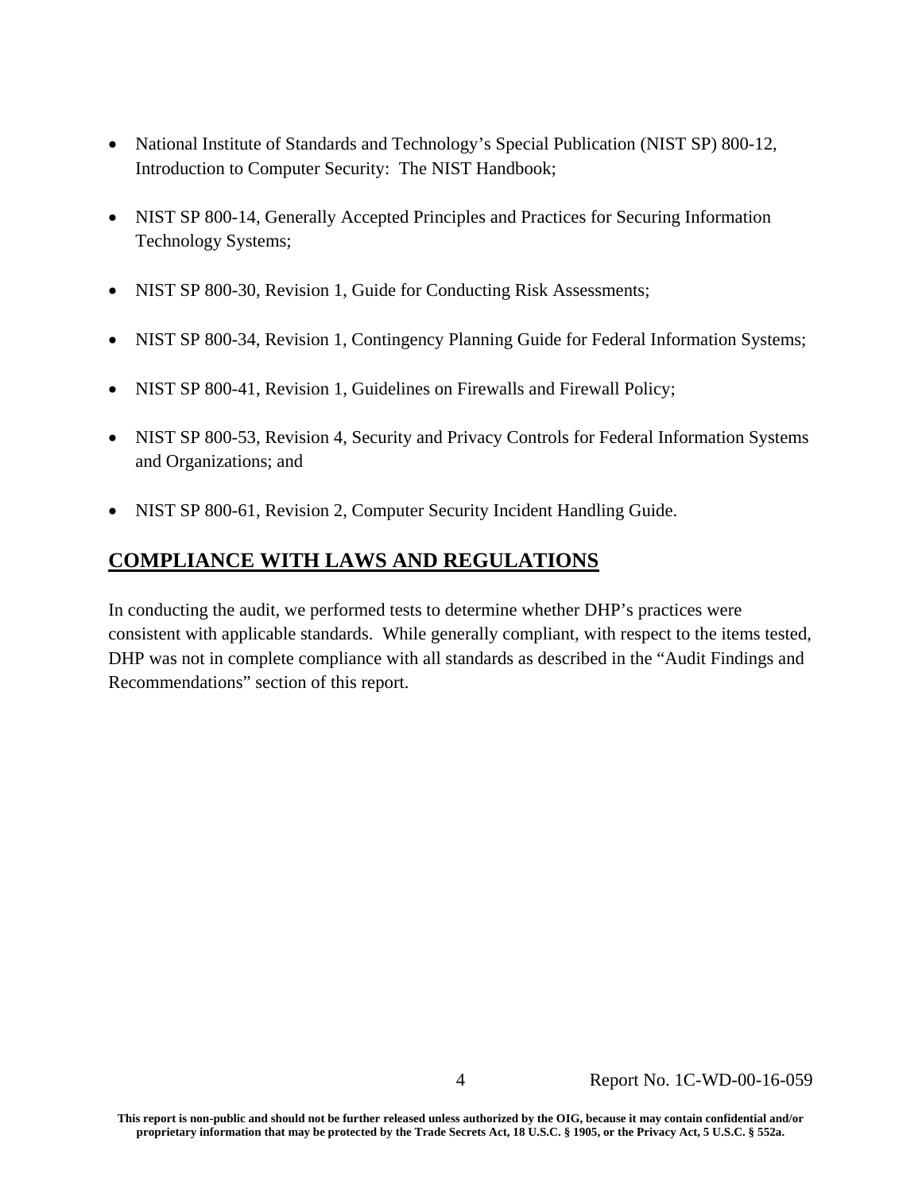- National Institute of Standards and Technology's Special Publication (NIST SP) 800-12, Introduction to Computer Security: The NIST Handbook;

- NIST SP 800-14, Generally Accepted Principles and Practices for Securing Information Technology Systems;

- NIST SP 800-30, Revision 1, Guide for Conducting Risk Assessments;

- NIST SP 800-34, Revision 1, Contingency Planning Guide for Federal Information Systems;

- NIST SP 800-41, Revision 1, Guidelines on Firewalls and Firewall Policy;

- NIST SP 800-53, Revision 4, Security and Privacy Controls for Federal Information Systems and Organizations; and

- NIST SP 800-61, Revision 2, Computer Security Incident Handling Guide.

## COMPLIANCE WITH LAWS AND REGULATIONS

In conducting the audit, we performed tests to determine whether DHP's practices were consistent with applicable standards. While generally compliant, with respect to the items tested, DHP was not in complete compliance with all standards as described in the "Audit Findings and Recommendations" section of this report.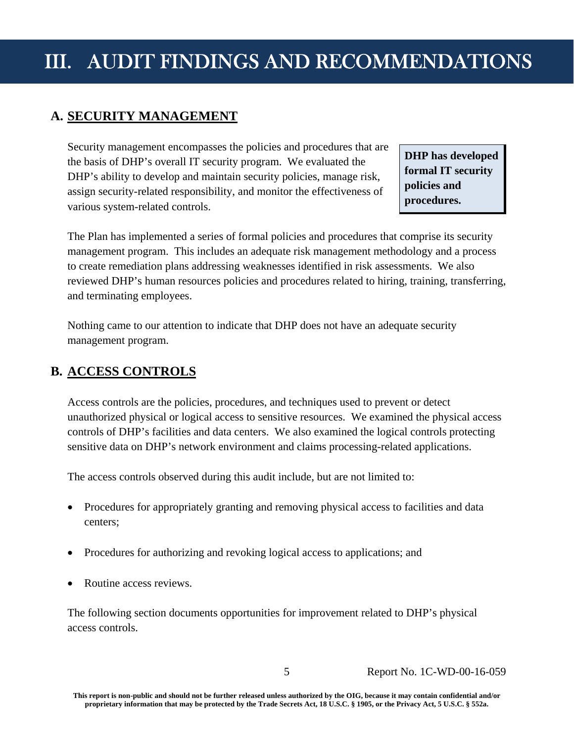# III. AUDIT FINDINGS AND RECOMMENDATIONS

## A. SECURITY MANAGEMENT

Security management encompasses the policies and procedures that are the basis of DHP's overall IT security program. We evaluated the DHP's ability to develop and maintain security policies, manage risk, assign security-related responsibility, and monitor the effectiveness of various system-related controls.

**DHP has developed formal IT security policies and procedures.**

The Plan has implemented a series of formal policies and procedures that comprise its security management program. This includes an adequate risk management methodology and a process to create remediation plans addressing weaknesses identified in risk assessments. We also reviewed DHP's human resources policies and procedures related to hiring, training, transferring, and terminating employees.

Nothing came to our attention to indicate that DHP does not have an adequate security management program.

## B. ACCESS CONTROLS

Access controls are the policies, procedures, and techniques used to prevent or detect unauthorized physical or logical access to sensitive resources. We examined the physical access controls of DHP's facilities and data centers. We also examined the logical controls protecting sensitive data on DHP's network environment and claims processing-related applications.

The access controls observed during this audit include, but are not limited to:

- Procedures for appropriately granting and removing physical access to facilities and data centers;
- Procedures for authorizing and revoking logical access to applications; and
- Routine access reviews.

The following section documents opportunities for improvement related to DHP's physical access controls.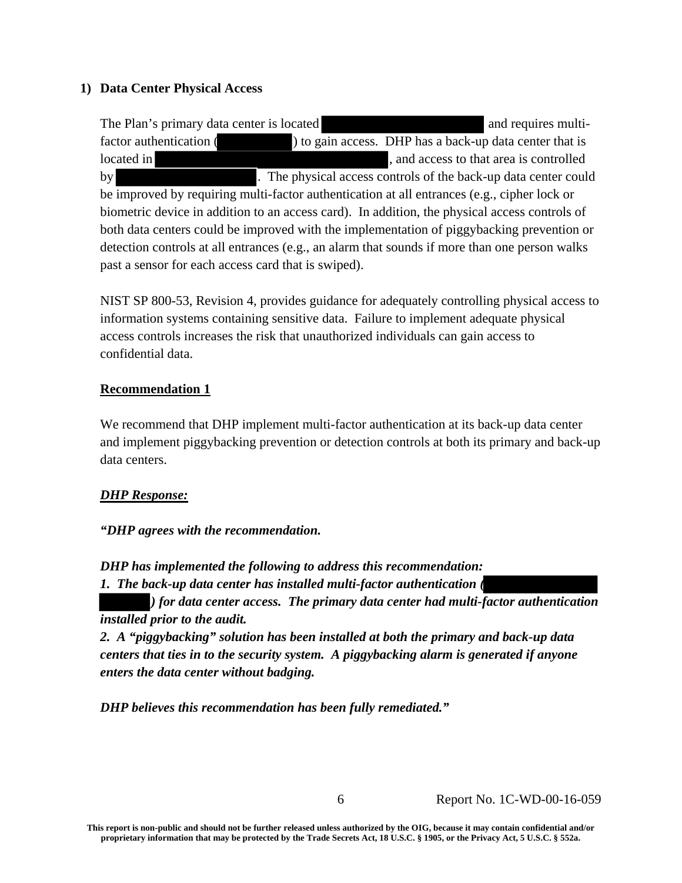### 1) Data Center Physical Access

The Plan's primary data center is located and requires multi-factor authentication ( ) to gain access. DHP has a back-up data center that is located in , and access to that area is controlled by . The physical access controls of the back-up data center could be improved by requiring multi-factor authentication at all entrances (e.g., cipher lock or biometric device in addition to an access card). In addition, the physical access controls of both data centers could be improved with the implementation of piggybacking prevention or detection controls at all entrances (e.g., an alarm that sounds if more than one person walks past a sensor for each access card that is swiped).

NIST SP 800-53, Revision 4, provides guidance for adequately controlling physical access to information systems containing sensitive data. Failure to implement adequate physical access controls increases the risk that unauthorized individuals can gain access to confidential data.

**Recommendation 1**

We recommend that DHP implement multi-factor authentication at its back-up data center and implement piggybacking prevention or detection controls at both its primary and back-up data centers.

***DHP Response:***

***"DHP agrees with the recommendation.***

***DHP has implemented the following to address this recommendation:***
***1. The back-up data center has installed multi-factor authentication ( ) for data center access. The primary data center had multi-factor authentication installed prior to the audit.***
***2. A "piggybacking" solution has been installed at both the primary and back-up data centers that ties in to the security system. A piggybacking alarm is generated if anyone enters the data center without badging.***

***DHP believes this recommendation has been fully remediated."***

**This report is non-public and should not be further released unless authorized by the OIG, because it may contain confidential and/or proprietary information that may be protected by the Trade Secrets Act, 18 U.S.C. § 1905, or the Privacy Act, 5 U.S.C. § 552a.**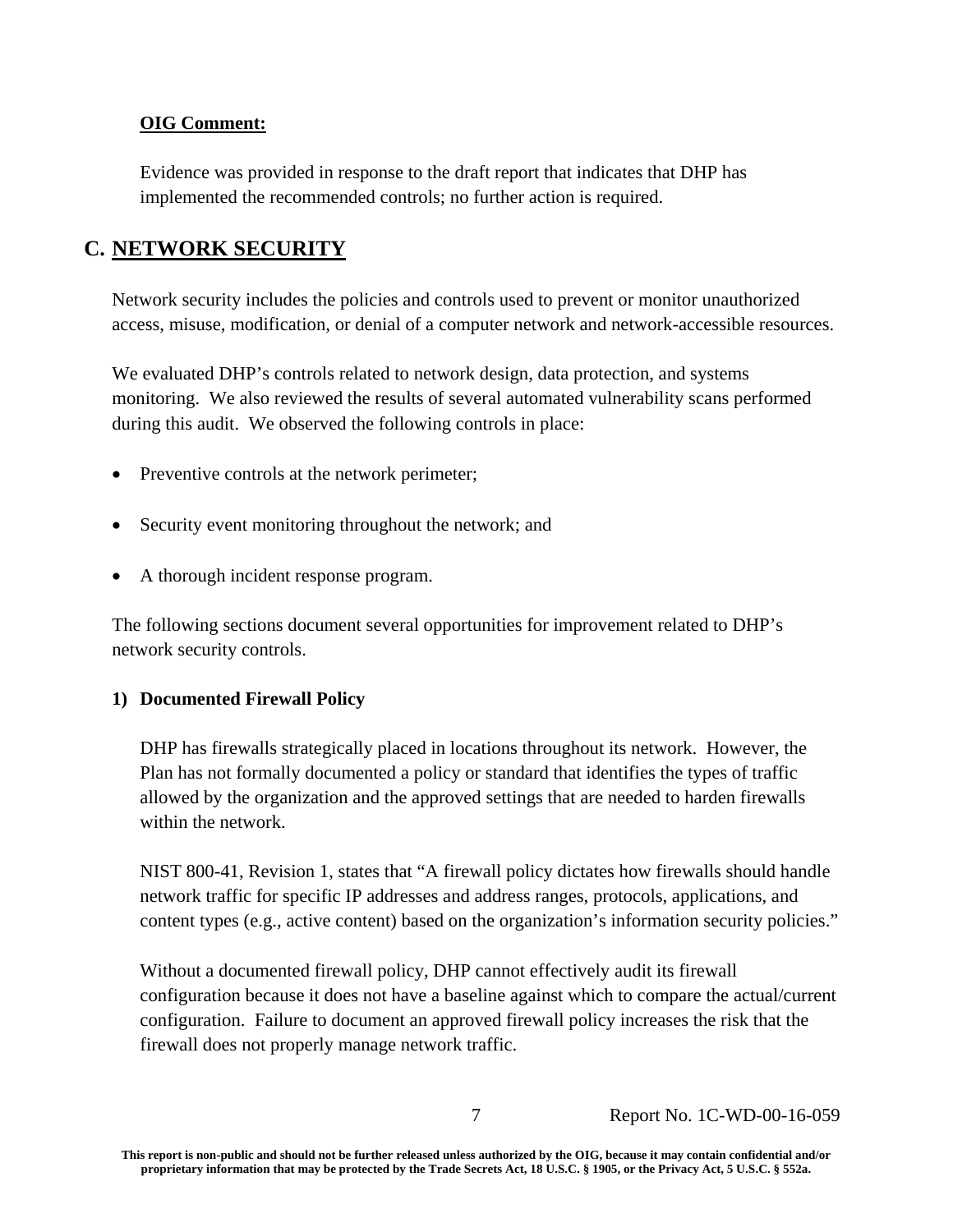**OIG Comment:**

Evidence was provided in response to the draft report that indicates that DHP has implemented the recommended controls; no further action is required.

## C. NETWORK SECURITY

Network security includes the policies and controls used to prevent or monitor unauthorized access, misuse, modification, or denial of a computer network and network-accessible resources.

We evaluated DHP's controls related to network design, data protection, and systems monitoring. We also reviewed the results of several automated vulnerability scans performed during this audit. We observed the following controls in place:

- Preventive controls at the network perimeter;
- Security event monitoring throughout the network; and
- A thorough incident response program.

The following sections document several opportunities for improvement related to DHP's network security controls.

### 1) Documented Firewall Policy

DHP has firewalls strategically placed in locations throughout its network. However, the Plan has not formally documented a policy or standard that identifies the types of traffic allowed by the organization and the approved settings that are needed to harden firewalls within the network.

NIST 800-41, Revision 1, states that "A firewall policy dictates how firewalls should handle network traffic for specific IP addresses and address ranges, protocols, applications, and content types (e.g., active content) based on the organization's information security policies."

Without a documented firewall policy, DHP cannot effectively audit its firewall configuration because it does not have a baseline against which to compare the actual/current configuration. Failure to document an approved firewall policy increases the risk that the firewall does not properly manage network traffic.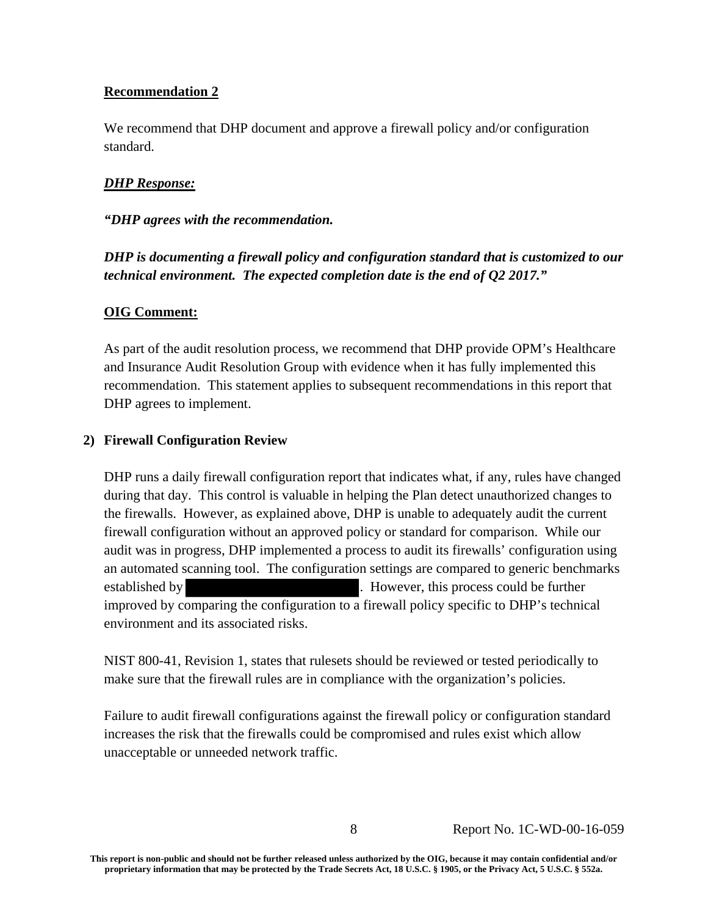**Recommendation 2**

We recommend that DHP document and approve a firewall policy and/or configuration standard.

***DHP Response:***

***"DHP agrees with the recommendation.***

***DHP is documenting a firewall policy and configuration standard that is customized to our technical environment. The expected completion date is the end of Q2 2017."***

**OIG Comment:**

As part of the audit resolution process, we recommend that DHP provide OPM's Healthcare and Insurance Audit Resolution Group with evidence when it has fully implemented this recommendation. This statement applies to subsequent recommendations in this report that DHP agrees to implement.

**2) Firewall Configuration Review**

DHP runs a daily firewall configuration report that indicates what, if any, rules have changed during that day. This control is valuable in helping the Plan detect unauthorized changes to the firewalls. However, as explained above, DHP is unable to adequately audit the current firewall configuration without an approved policy or standard for comparison. While our audit was in progress, DHP implemented a process to audit its firewalls' configuration using an automated scanning tool. The configuration settings are compared to generic benchmarks established by [REDACTED]. However, this process could be further improved by comparing the configuration to a firewall policy specific to DHP's technical environment and its associated risks.

NIST 800-41, Revision 1, states that rulesets should be reviewed or tested periodically to make sure that the firewall rules are in compliance with the organization's policies.

Failure to audit firewall configurations against the firewall policy or configuration standard increases the risk that the firewalls could be compromised and rules exist which allow unacceptable or unneeded network traffic.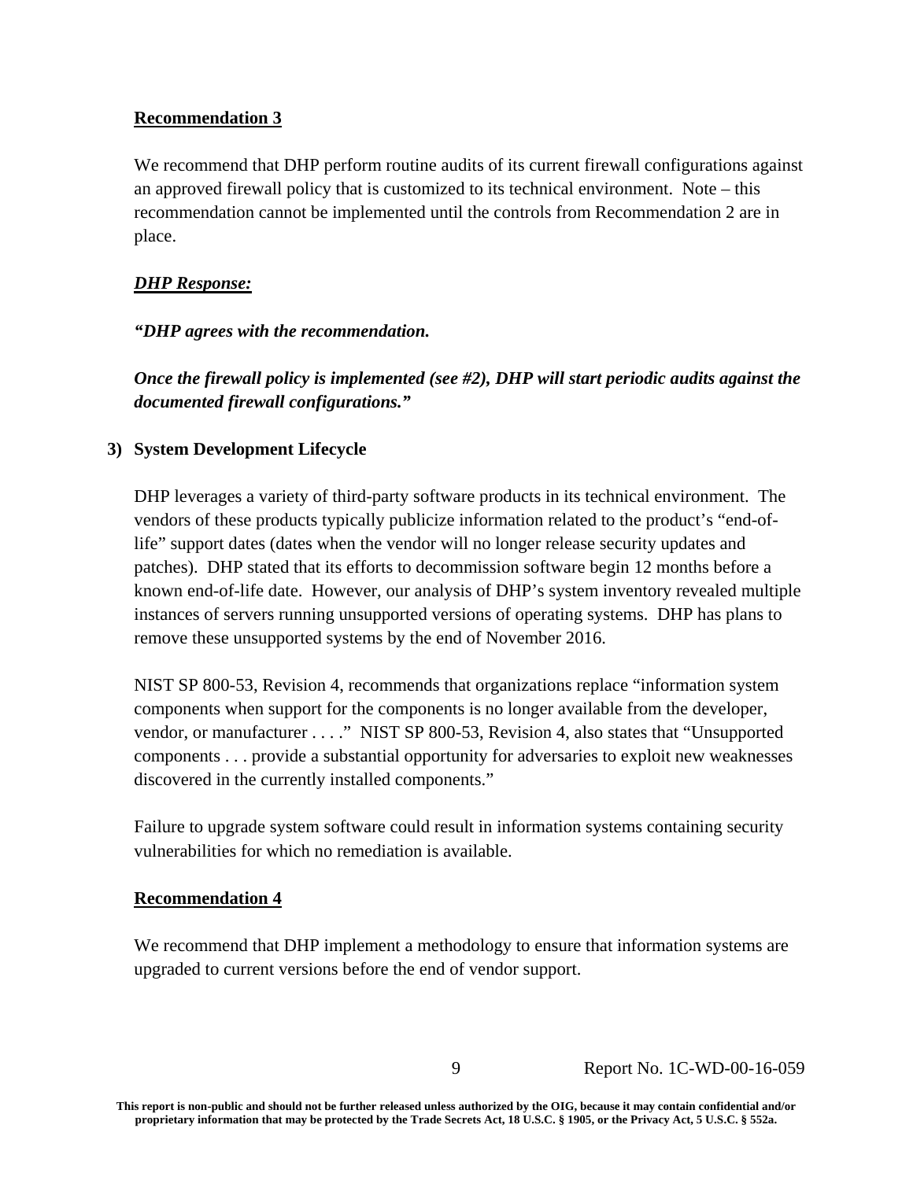**Recommendation 3**

We recommend that DHP perform routine audits of its current firewall configurations against an approved firewall policy that is customized to its technical environment. Note – this recommendation cannot be implemented until the controls from Recommendation 2 are in place.

***DHP Response:***

***"DHP agrees with the recommendation.***

***Once the firewall policy is implemented (see #2), DHP will start periodic audits against the documented firewall configurations."***

**3) System Development Lifecycle**

DHP leverages a variety of third-party software products in its technical environment. The vendors of these products typically publicize information related to the product's "end-of-life" support dates (dates when the vendor will no longer release security updates and patches). DHP stated that its efforts to decommission software begin 12 months before a known end-of-life date. However, our analysis of DHP's system inventory revealed multiple instances of servers running unsupported versions of operating systems. DHP has plans to remove these unsupported systems by the end of November 2016.

NIST SP 800-53, Revision 4, recommends that organizations replace "information system components when support for the components is no longer available from the developer, vendor, or manufacturer . . . ." NIST SP 800-53, Revision 4, also states that "Unsupported components . . . provide a substantial opportunity for adversaries to exploit new weaknesses discovered in the currently installed components."

Failure to upgrade system software could result in information systems containing security vulnerabilities for which no remediation is available.

**Recommendation 4**

We recommend that DHP implement a methodology to ensure that information systems are upgraded to current versions before the end of vendor support.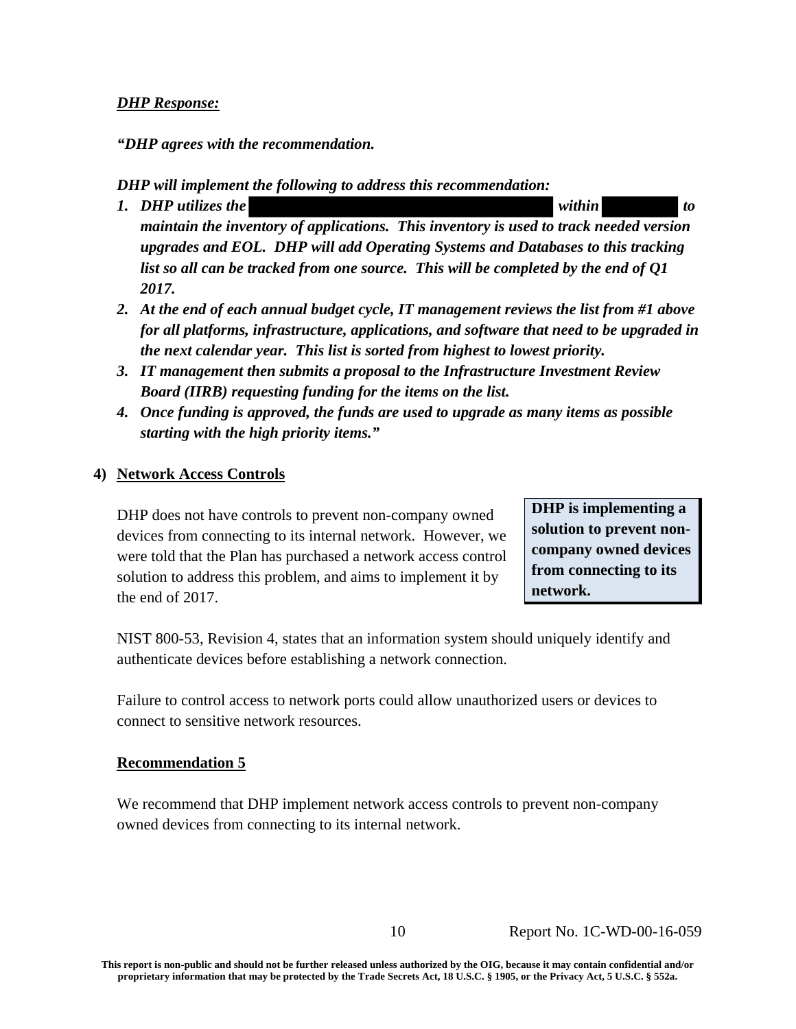***DHP Response:***

***"DHP agrees with the recommendation.***

***DHP will implement the following to address this recommendation:***

1. ***DHP utilizes the [REDACTED] within [REDACTED] to maintain the inventory of applications. This inventory is used to track needed version upgrades and EOL. DHP will add Operating Systems and Databases to this tracking list so all can be tracked from one source. This will be completed by the end of Q1 2017.***
2. ***At the end of each annual budget cycle, IT management reviews the list from #1 above for all platforms, infrastructure, applications, and software that need to be upgraded in the next calendar year. This list is sorted from highest to lowest priority.***
3. ***IT management then submits a proposal to the Infrastructure Investment Review Board (IIRB) requesting funding for the items on the list.***
4. ***Once funding is approved, the funds are used to upgrade as many items as possible starting with the high priority items."***

### 4) Network Access Controls

**DHP is implementing a solution to prevent non-company owned devices from connecting to its network.**

DHP does not have controls to prevent non-company owned devices from connecting to its internal network. However, we were told that the Plan has purchased a network access control solution to address this problem, and aims to implement it by the end of 2017.

NIST 800-53, Revision 4, states that an information system should uniquely identify and authenticate devices before establishing a network connection.

Failure to control access to network ports could allow unauthorized users or devices to connect to sensitive network resources.

#### Recommendation 5

We recommend that DHP implement network access controls to prevent non-company owned devices from connecting to its internal network.

Report No. 1C-WD-00-16-059

**This report is non-public and should not be further released unless authorized by the OIG, because it may contain confidential and/or proprietary information that may be protected by the Trade Secrets Act, 18 U.S.C. § 1905, or the Privacy Act, 5 U.S.C. § 552a.**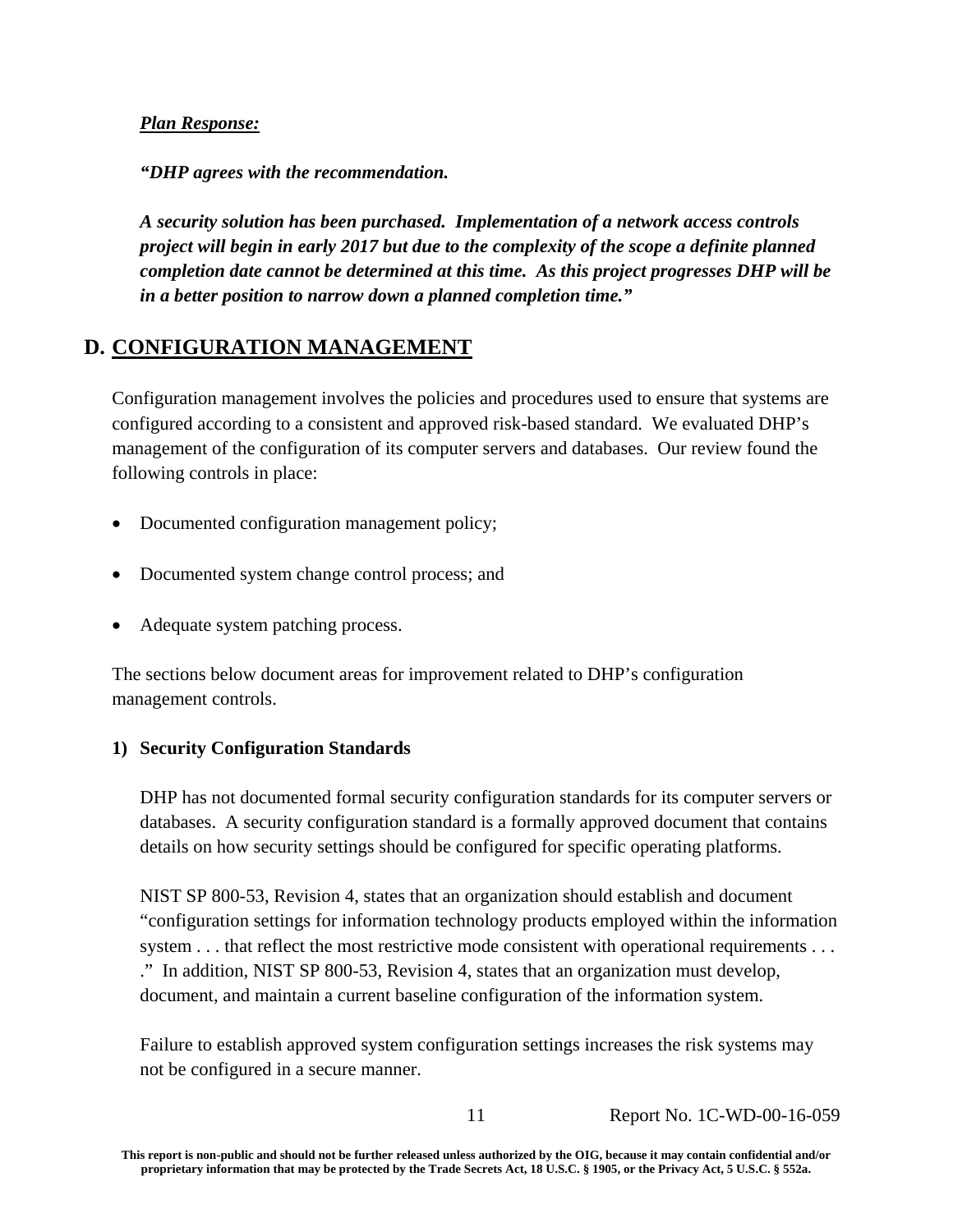***Plan Response:***

***"DHP agrees with the recommendation.***

***A security solution has been purchased. Implementation of a network access controls project will begin in early 2017 but due to the complexity of the scope a definite planned completion date cannot be determined at this time. As this project progresses DHP will be in a better position to narrow down a planned completion time."***

## D. CONFIGURATION MANAGEMENT

Configuration management involves the policies and procedures used to ensure that systems are configured according to a consistent and approved risk-based standard. We evaluated DHP's management of the configuration of its computer servers and databases. Our review found the following controls in place:

- Documented configuration management policy;
- Documented system change control process; and
- Adequate system patching process.

The sections below document areas for improvement related to DHP's configuration management controls.

### 1) Security Configuration Standards

DHP has not documented formal security configuration standards for its computer servers or databases. A security configuration standard is a formally approved document that contains details on how security settings should be configured for specific operating platforms.

NIST SP 800-53, Revision 4, states that an organization should establish and document "configuration settings for information technology products employed within the information system . . . that reflect the most restrictive mode consistent with operational requirements . . . ." In addition, NIST SP 800-53, Revision 4, states that an organization must develop, document, and maintain a current baseline configuration of the information system.

Failure to establish approved system configuration settings increases the risk systems may not be configured in a secure manner.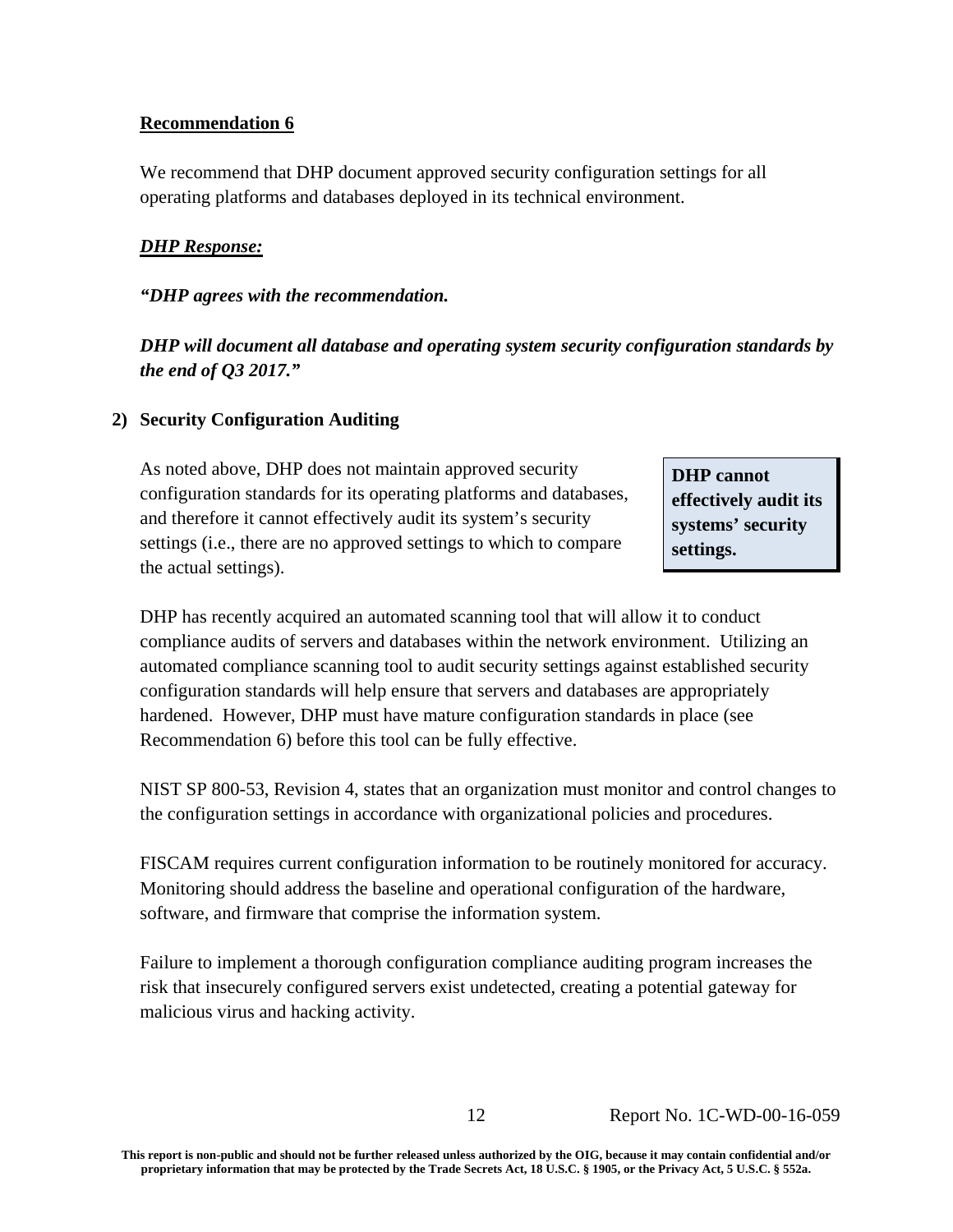**Recommendation 6**

We recommend that DHP document approved security configuration settings for all operating platforms and databases deployed in its technical environment.

***DHP Response:***

***"DHP agrees with the recommendation.***

***DHP will document all database and operating system security configuration standards by the end of Q3 2017."***

**2) Security Configuration Auditing**

As noted above, DHP does not maintain approved security configuration standards for its operating platforms and databases, and therefore it cannot effectively audit its system's security settings (i.e., there are no approved settings to which to compare the actual settings).

**DHP cannot effectively audit its systems' security settings.**

DHP has recently acquired an automated scanning tool that will allow it to conduct compliance audits of servers and databases within the network environment. Utilizing an automated compliance scanning tool to audit security settings against established security configuration standards will help ensure that servers and databases are appropriately hardened. However, DHP must have mature configuration standards in place (see Recommendation 6) before this tool can be fully effective.

NIST SP 800-53, Revision 4, states that an organization must monitor and control changes to the configuration settings in accordance with organizational policies and procedures.

FISCAM requires current configuration information to be routinely monitored for accuracy. Monitoring should address the baseline and operational configuration of the hardware, software, and firmware that comprise the information system.

Failure to implement a thorough configuration compliance auditing program increases the risk that insecurely configured servers exist undetected, creating a potential gateway for malicious virus and hacking activity.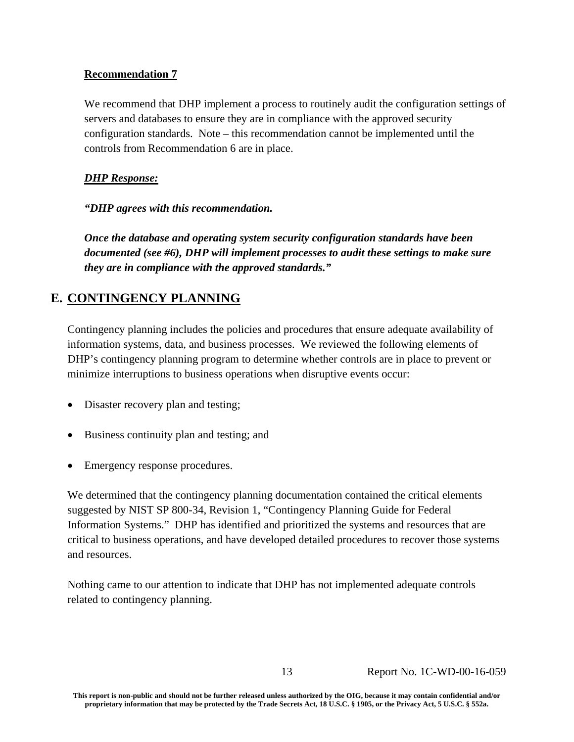**Recommendation 7**

We recommend that DHP implement a process to routinely audit the configuration settings of servers and databases to ensure they are in compliance with the approved security configuration standards. Note – this recommendation cannot be implemented until the controls from Recommendation 6 are in place.

***DHP Response:***

***"DHP agrees with this recommendation.***

***Once the database and operating system security configuration standards have been documented (see #6), DHP will implement processes to audit these settings to make sure they are in compliance with the approved standards."***

## E. CONTINGENCY PLANNING

Contingency planning includes the policies and procedures that ensure adequate availability of information systems, data, and business processes. We reviewed the following elements of DHP's contingency planning program to determine whether controls are in place to prevent or minimize interruptions to business operations when disruptive events occur:

- Disaster recovery plan and testing;
- Business continuity plan and testing; and
- Emergency response procedures.

We determined that the contingency planning documentation contained the critical elements suggested by NIST SP 800-34, Revision 1, "Contingency Planning Guide for Federal Information Systems." DHP has identified and prioritized the systems and resources that are critical to business operations, and have developed detailed procedures to recover those systems and resources.

Nothing came to our attention to indicate that DHP has not implemented adequate controls related to contingency planning.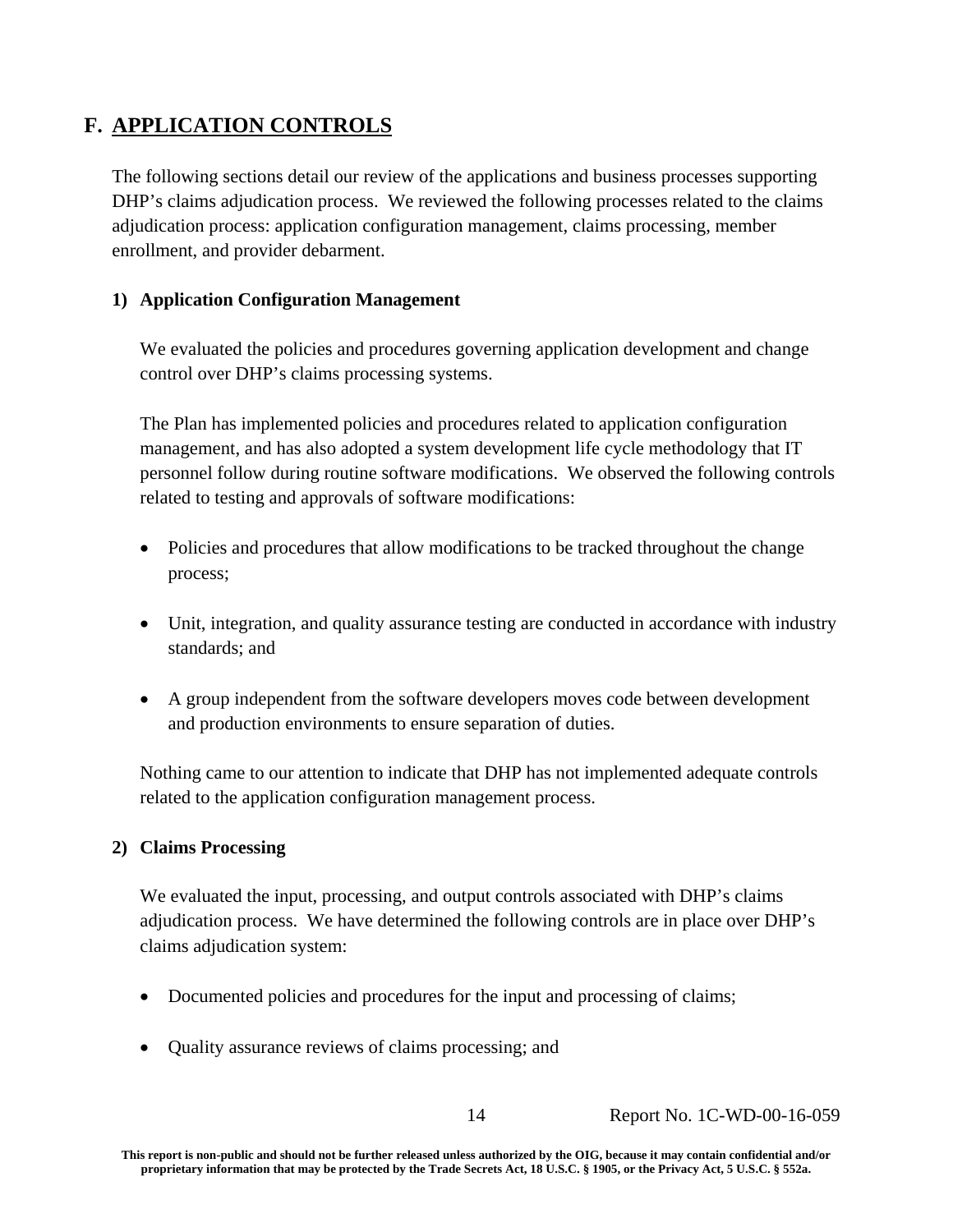## F. APPLICATION CONTROLS

The following sections detail our review of the applications and business processes supporting DHP's claims adjudication process. We reviewed the following processes related to the claims adjudication process: application configuration management, claims processing, member enrollment, and provider debarment.

### 1) Application Configuration Management

We evaluated the policies and procedures governing application development and change control over DHP's claims processing systems.

The Plan has implemented policies and procedures related to application configuration management, and has also adopted a system development life cycle methodology that IT personnel follow during routine software modifications. We observed the following controls related to testing and approvals of software modifications:

- Policies and procedures that allow modifications to be tracked throughout the change process;
- Unit, integration, and quality assurance testing are conducted in accordance with industry standards; and
- A group independent from the software developers moves code between development and production environments to ensure separation of duties.

Nothing came to our attention to indicate that DHP has not implemented adequate controls related to the application configuration management process.

### 2) Claims Processing

We evaluated the input, processing, and output controls associated with DHP's claims adjudication process. We have determined the following controls are in place over DHP's claims adjudication system:

- Documented policies and procedures for the input and processing of claims;
- Quality assurance reviews of claims processing; and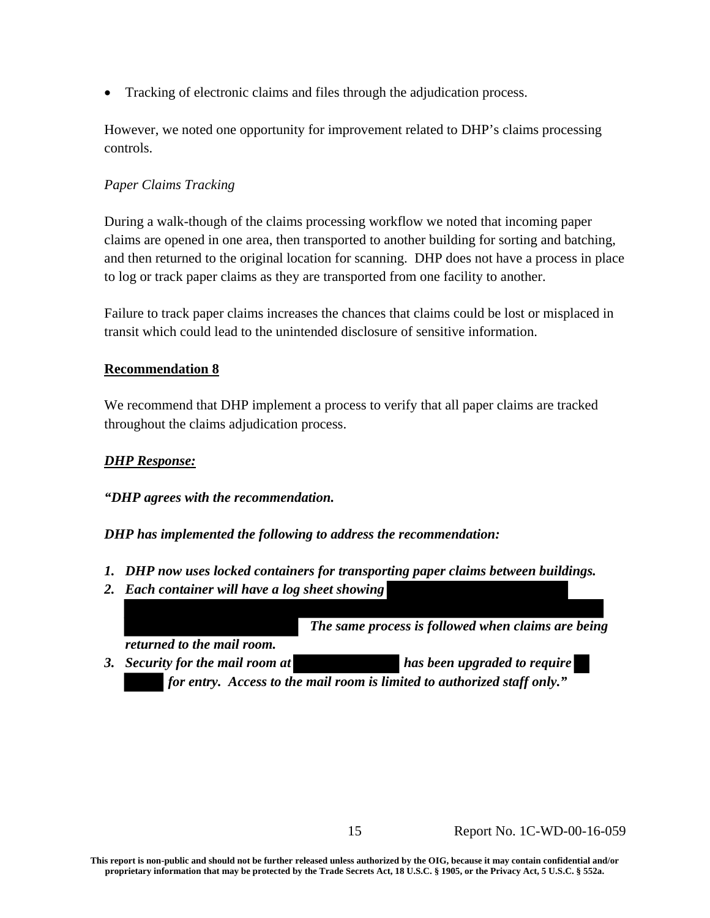- Tracking of electronic claims and files through the adjudication process.

However, we noted one opportunity for improvement related to DHP's claims processing controls.

*Paper Claims Tracking*

During a walk-though of the claims processing workflow we noted that incoming paper claims are opened in one area, then transported to another building for sorting and batching, and then returned to the original location for scanning. DHP does not have a process in place to log or track paper claims as they are transported from one facility to another.

Failure to track paper claims increases the chances that claims could be lost or misplaced in transit which could lead to the unintended disclosure of sensitive information.

**Recommendation 8**

We recommend that DHP implement a process to verify that all paper claims are tracked throughout the claims adjudication process.

***DHP Response:***

***"DHP agrees with the recommendation.***

***DHP has implemented the following to address the recommendation:***

1. ***DHP now uses locked containers for transporting paper claims between buildings.***
2. ***Each container will have a log sheet showing [REDACTED] The same process is followed when claims are being returned to the mail room.***
3. ***Security for the mail room at [REDACTED] has been upgraded to require [REDACTED] for entry. Access to the mail room is limited to authorized staff only."***

**This report is non-public and should not be further released unless authorized by the OIG, because it may contain confidential and/or proprietary information that may be protected by the Trade Secrets Act, 18 U.S.C. § 1905, or the Privacy Act, 5 U.S.C. § 552a.**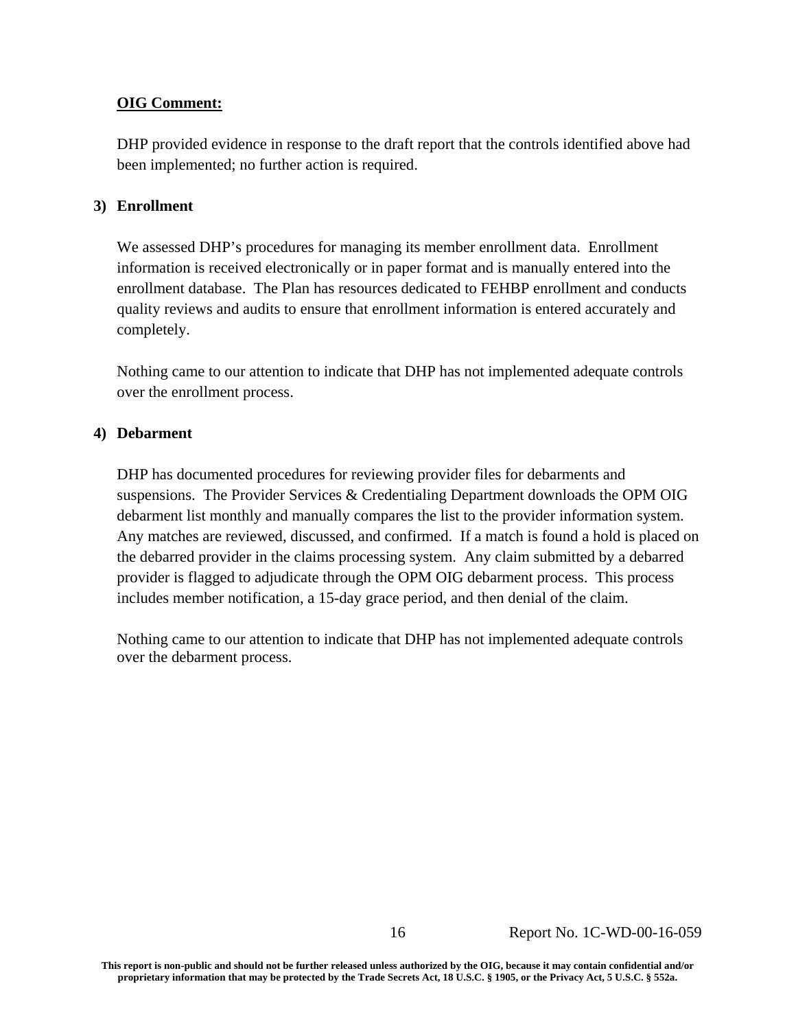**OIG Comment:**

DHP provided evidence in response to the draft report that the controls identified above had been implemented; no further action is required.

### 3) Enrollment

We assessed DHP's procedures for managing its member enrollment data. Enrollment information is received electronically or in paper format and is manually entered into the enrollment database. The Plan has resources dedicated to FEHBP enrollment and conducts quality reviews and audits to ensure that enrollment information is entered accurately and completely.

Nothing came to our attention to indicate that DHP has not implemented adequate controls over the enrollment process.

### 4) Debarment

DHP has documented procedures for reviewing provider files for debarments and suspensions. The Provider Services & Credentialing Department downloads the OPM OIG debarment list monthly and manually compares the list to the provider information system. Any matches are reviewed, discussed, and confirmed. If a match is found a hold is placed on the debarred provider in the claims processing system. Any claim submitted by a debarred provider is flagged to adjudicate through the OPM OIG debarment process. This process includes member notification, a 15-day grace period, and then denial of the claim.

Nothing came to our attention to indicate that DHP has not implemented adequate controls over the debarment process.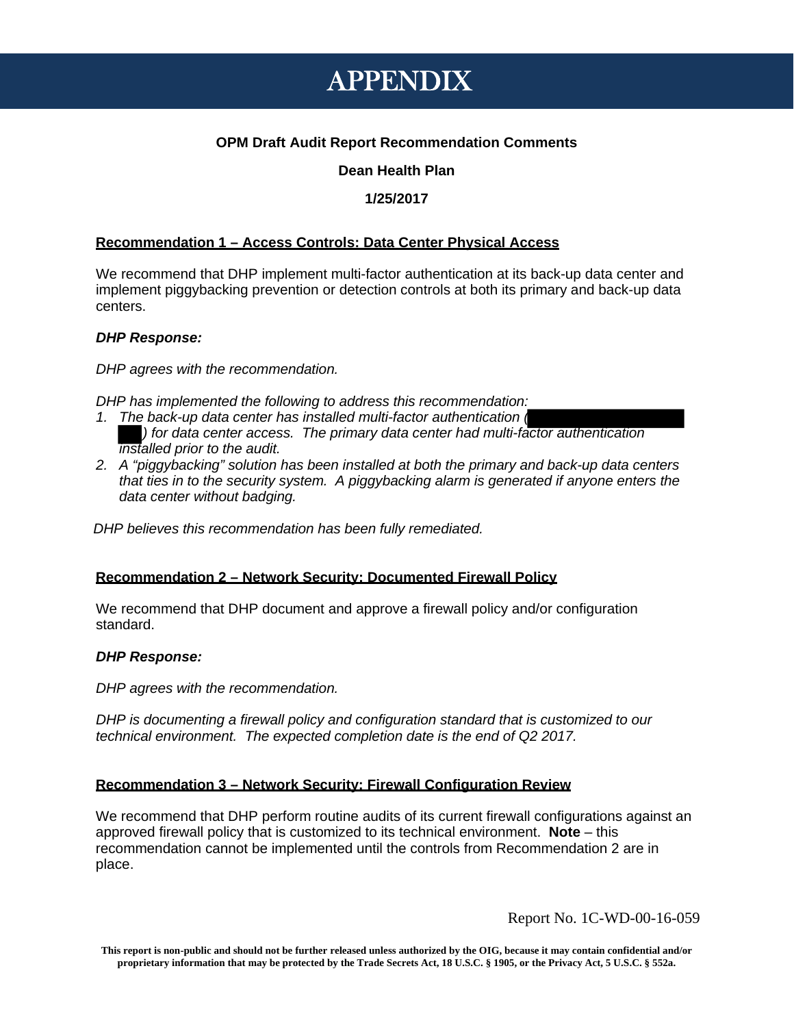# APPENDIX

**OPM Draft Audit Report Recommendation Comments**

**Dean Health Plan**

**1/25/2017**

**Recommendation 1 – Access Controls: Data Center Physical Access**

We recommend that DHP implement multi-factor authentication at its back-up data center and implement piggybacking prevention or detection controls at both its primary and back-up data centers.

***DHP Response:***

*DHP agrees with the recommendation.*

*DHP has implemented the following to address this recommendation:*

1. *The back-up data center has installed multi-factor authentication ([REDACTED]) for data center access. The primary data center had multi-factor authentication installed prior to the audit.*
2. *A "piggybacking" solution has been installed at both the primary and back-up data centers that ties in to the security system. A piggybacking alarm is generated if anyone enters the data center without badging.*

*DHP believes this recommendation has been fully remediated.*

**Recommendation 2 – Network Security: Documented Firewall Policy**

We recommend that DHP document and approve a firewall policy and/or configuration standard.

***DHP Response:***

*DHP agrees with the recommendation.*

*DHP is documenting a firewall policy and configuration standard that is customized to our technical environment. The expected completion date is the end of Q2 2017.*

**Recommendation 3 – Network Security: Firewall Configuration Review**

We recommend that DHP perform routine audits of its current firewall configurations against an approved firewall policy that is customized to its technical environment. **Note** – this recommendation cannot be implemented until the controls from Recommendation 2 are in place.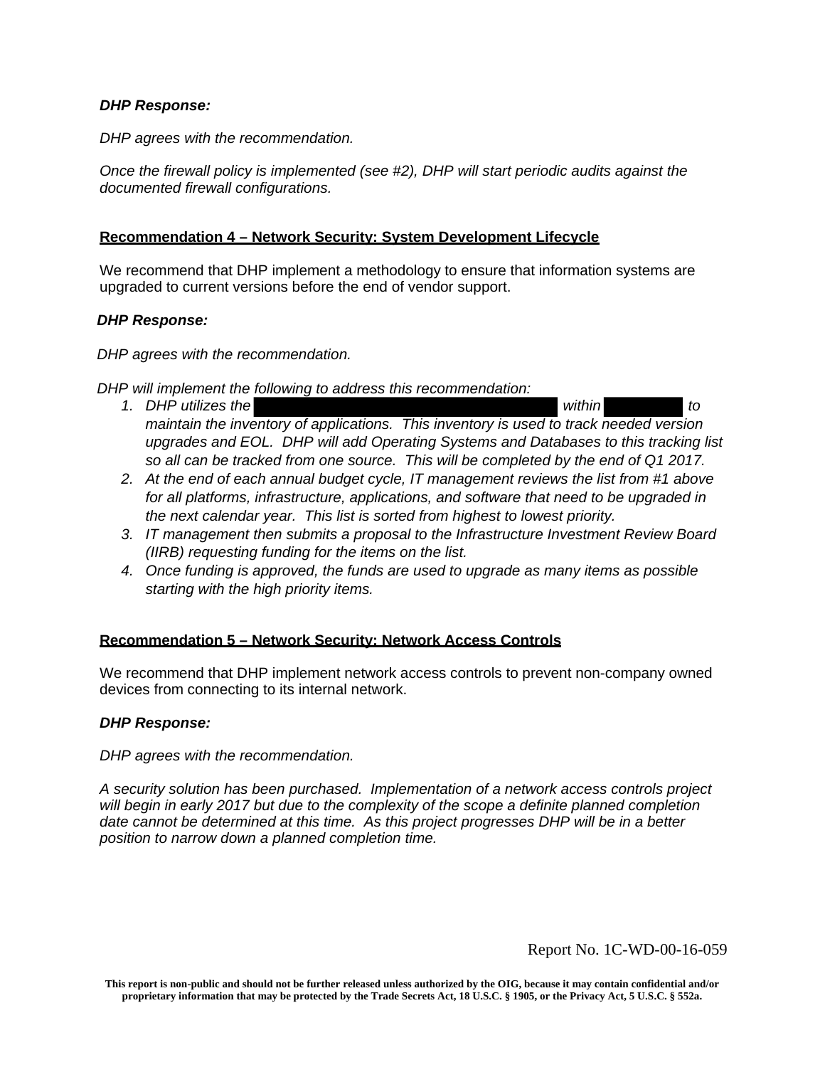***DHP Response:***

*DHP agrees with the recommendation.*

*Once the firewall policy is implemented (see #2), DHP will start periodic audits against the documented firewall configurations.*

**Recommendation 4 – Network Security: System Development Lifecycle**

We recommend that DHP implement a methodology to ensure that information systems are upgraded to current versions before the end of vendor support.

***DHP Response:***

*DHP agrees with the recommendation.*

*DHP will implement the following to address this recommendation:*

1. *DHP utilizes the ████████████████ within ████ to maintain the inventory of applications. This inventory is used to track needed version upgrades and EOL. DHP will add Operating Systems and Databases to this tracking list so all can be tracked from one source. This will be completed by the end of Q1 2017.*
2. *At the end of each annual budget cycle, IT management reviews the list from #1 above for all platforms, infrastructure, applications, and software that need to be upgraded in the next calendar year. This list is sorted from highest to lowest priority.*
3. *IT management then submits a proposal to the Infrastructure Investment Review Board (IIRB) requesting funding for the items on the list.*
4. *Once funding is approved, the funds are used to upgrade as many items as possible starting with the high priority items.*

**Recommendation 5 – Network Security: Network Access Controls**

We recommend that DHP implement network access controls to prevent non-company owned devices from connecting to its internal network.

***DHP Response:***

*DHP agrees with the recommendation.*

*A security solution has been purchased. Implementation of a network access controls project will begin in early 2017 but due to the complexity of the scope a definite planned completion date cannot be determined at this time. As this project progresses DHP will be in a better position to narrow down a planned completion time.*

Report No. 1C-WD-00-16-059

**This report is non-public and should not be further released unless authorized by the OIG, because it may contain confidential and/or proprietary information that may be protected by the Trade Secrets Act, 18 U.S.C. § 1905, or the Privacy Act, 5 U.S.C. § 552a.**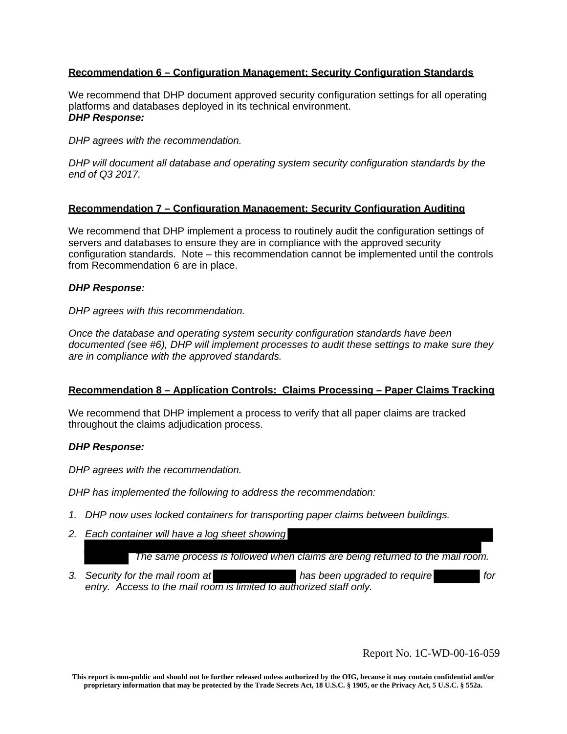**Recommendation 6 – Configuration Management: Security Configuration Standards**

We recommend that DHP document approved security configuration settings for all operating platforms and databases deployed in its technical environment.

***DHP Response:***

*DHP agrees with the recommendation.*

*DHP will document all database and operating system security configuration standards by the end of Q3 2017.*

**Recommendation 7 – Configuration Management: Security Configuration Auditing**

We recommend that DHP implement a process to routinely audit the configuration settings of servers and databases to ensure they are in compliance with the approved security configuration standards. Note – this recommendation cannot be implemented until the controls from Recommendation 6 are in place.

***DHP Response:***

*DHP agrees with this recommendation.*

*Once the database and operating system security configuration standards have been documented (see #6), DHP will implement processes to audit these settings to make sure they are in compliance with the approved standards.*

**Recommendation 8 – Application Controls: Claims Processing – Paper Claims Tracking**

We recommend that DHP implement a process to verify that all paper claims are tracked throughout the claims adjudication process.

***DHP Response:***

*DHP agrees with the recommendation.*

*DHP has implemented the following to address the recommendation:*

1. *DHP now uses locked containers for transporting paper claims between buildings.*
2. *Each container will have a log sheet showing [REDACTED] The same process is followed when claims are being returned to the mail room.*
3. *Security for the mail room at [REDACTED] has been upgraded to require [REDACTED] for entry. Access to the mail room is limited to authorized staff only.*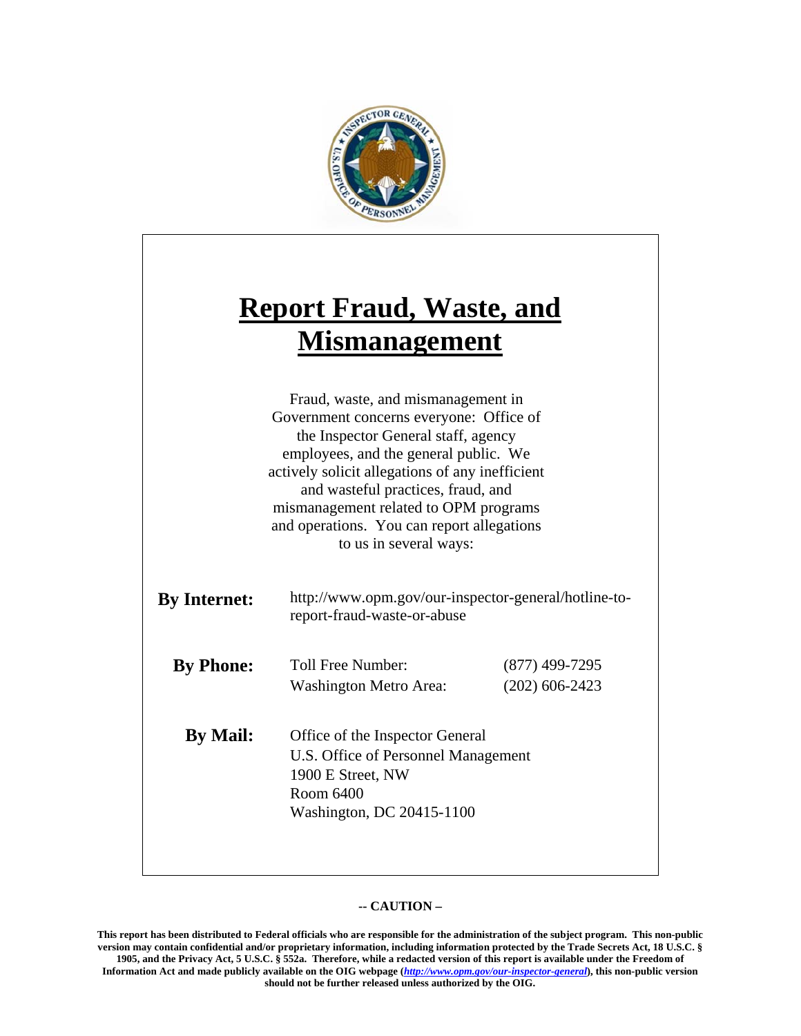# Report Fraud, Waste, and Mismanagement

Fraud, waste, and mismanagement in Government concerns everyone: Office of the Inspector General staff, agency employees, and the general public. We actively solicit allegations of any inefficient and wasteful practices, fraud, and mismanagement related to OPM programs and operations. You can report allegations to us in several ways:

**By Internet:** http://www.opm.gov/our-inspector-general/hotline-to-report-fraud-waste-or-abuse

**By Phone:**

| | |
|---|---|
| Toll Free Number: | (877) 499-7295 |
| Washington Metro Area: | (202) 606-2423 |

**By Mail:**

Office of the Inspector General
U.S. Office of Personnel Management
1900 E Street, NW
Room 6400
Washington, DC 20415-1100

**-- CAUTION –**

**This report has been distributed to Federal officials who are responsible for the administration of the subject program. This non-public version may contain confidential and/or proprietary information, including information protected by the Trade Secrets Act, 18 U.S.C. § 1905, and the Privacy Act, 5 U.S.C. § 552a. Therefore, while a redacted version of this report is available under the Freedom of Information Act and made publicly available on the OIG webpage (*http://www.opm.gov/our-inspector-general*), this non-public version should not be further released unless authorized by the OIG.**